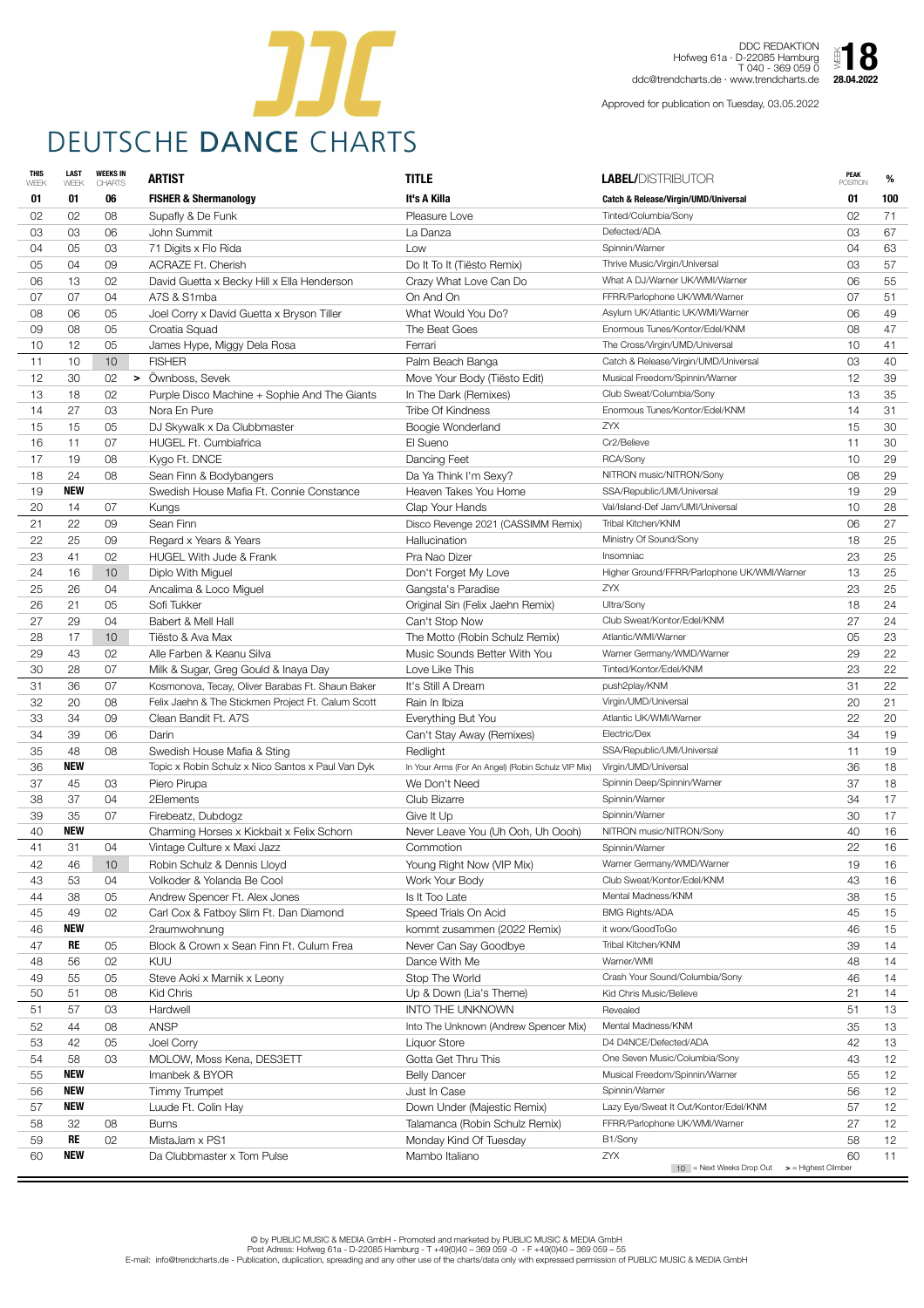# DEUTSCHE DANCE CHARTS

DDC REDAKTION
Hofweg 61a · D-22085 Hamburg
T 040 - 369 059 0
ddc@trendcharts.de · www.trendcharts.de

WEEK **18**
**28.04.2022**

Approved for publication on Tuesday, 03.05.2022

| THIS WEEK | LAST WEEK | WEEKS IN CHARTS | | ARTIST | TITLE | LABEL/DISTRIBUTOR | PEAK POSITION | % |
|---|---|---|---|---|---|---|---|---|
| **01** | **01** | **06** | | **FISHER & Shermanology** | **It's A Killa** | **Catch & Release/Virgin/UMD/Universal** | **01** | **100** |
| 02 | 02 | 08 | | Supafly & De Funk | Pleasure Love | Tinted/Columbia/Sony | 02 | 71 |
| 03 | 03 | 06 | | John Summit | La Danza | Defected/ADA | 03 | 67 |
| 04 | 05 | 03 | | 71 Digits x Flo Rida | Low | Spinnin/Warner | 04 | 63 |
| 05 | 04 | 09 | | ACRAZE Ft. Cherish | Do It To It (Tiësto Remix) | Thrive Music/Virgin/Universal | 03 | 57 |
| 06 | 13 | 02 | | David Guetta x Becky Hill x Ella Henderson | Crazy What Love Can Do | What A DJ/Warner UK/WMI/Warner | 06 | 55 |
| 07 | 07 | 04 | | A7S & S1mba | On And On | FFRR/Parlophone UK/WMI/Warner | 07 | 51 |
| 08 | 06 | 05 | | Joel Corry x David Guetta x Bryson Tiller | What Would You Do? | Asylum UK/Atlantic UK/WMI/Warner | 06 | 49 |
| 09 | 08 | 05 | | Croatia Squad | The Beat Goes | Enormous Tunes/Kontor/Edel/KNM | 08 | 47 |
| 10 | 12 | 05 | | James Hype, Miggy Dela Rosa | Ferrari | The Cross/Virgin/UMD/Universal | 10 | 41 |
| 11 | 10 | 10 | | FISHER | Palm Beach Banga | Catch & Release/Virgin/UMD/Universal | 03 | 40 |
| 12 | 30 | 02 | > | Öwnboss, Sevek | Move Your Body (Tiësto Edit) | Musical Freedom/Spinnin/Warner | 12 | 39 |
| 13 | 18 | 02 | | Purple Disco Machine + Sophie And The Giants | In The Dark (Remixes) | Club Sweat/Columbia/Sony | 13 | 35 |
| 14 | 27 | 03 | | Nora En Pure | Tribe Of Kindness | Enormous Tunes/Kontor/Edel/KNM | 14 | 31 |
| 15 | 15 | 05 | | DJ Skywalk x Da Clubbmaster | Boogie Wonderland | ZYX | 15 | 30 |
| 16 | 11 | 07 | | HUGEL Ft. Cumbiafrica | El Sueno | Cr2/Believe | 11 | 30 |
| 17 | 19 | 08 | | Kygo Ft. DNCE | Dancing Feet | RCA/Sony | 10 | 29 |
| 18 | 24 | 08 | | Sean Finn & Bodybangers | Da Ya Think I'm Sexy? | NITRON music/NITRON/Sony | 08 | 29 |
| 19 | NEW | | | Swedish House Mafia Ft. Connie Constance | Heaven Takes You Home | SSA/Republic/UMI/Universal | 19 | 29 |
| 20 | 14 | 07 | | Kungs | Clap Your Hands | Val/Island-Def Jam/UMI/Universal | 10 | 28 |
| 21 | 22 | 09 | | Sean Finn | Disco Revenge 2021 (CASSIMM Remix) | Tribal Kitchen/KNM | 06 | 27 |
| 22 | 25 | 09 | | Regard x Years & Years | Hallucination | Ministry Of Sound/Sony | 18 | 25 |
| 23 | 41 | 02 | | HUGEL With Jude & Frank | Pra Nao Dizer | Insomniac | 23 | 25 |
| 24 | 16 | 10 | | Diplo With Miguel | Don't Forget My Love | Higher Ground/FFRR/Parlophone UK/WMI/Warner | 13 | 25 |
| 25 | 26 | 04 | | Ancalima & Loco Miguel | Gangsta's Paradise | ZYX | 23 | 25 |
| 26 | 21 | 05 | | Sofi Tukker | Original Sin (Felix Jaehn Remix) | Ultra/Sony | 18 | 24 |
| 27 | 29 | 04 | | Babert & Mell Hall | Can't Stop Now | Club Sweat/Kontor/Edel/KNM | 27 | 24 |
| 28 | 17 | 10 | | Tiësto & Ava Max | The Motto (Robin Schulz Remix) | Atlantic/WMI/Warner | 05 | 23 |
| 29 | 43 | 02 | | Alle Farben & Keanu Silva | Music Sounds Better With You | Warner Germany/WMD/Warner | 29 | 22 |
| 30 | 28 | 07 | | Milk & Sugar, Greg Gould & Inaya Day | Love Like This | Tinted/Kontor/Edel/KNM | 23 | 22 |
| 31 | 36 | 07 | | Kosmonova, Tecay, Oliver Barabas Ft. Shaun Baker | It's Still A Dream | push2play/KNM | 31 | 22 |
| 32 | 20 | 08 | | Felix Jaehn & The Stickmen Project Ft. Calum Scott | Rain In Ibiza | Virgin/UMD/Universal | 20 | 21 |
| 33 | 34 | 09 | | Clean Bandit Ft. A7S | Everything But You | Atlantic UK/WMI/Warner | 22 | 20 |
| 34 | 39 | 06 | | Darin | Can't Stay Away (Remixes) | Electric/Dex | 34 | 19 |
| 35 | 48 | 08 | | Swedish House Mafia & Sting | Redlight | SSA/Republic/UMI/Universal | 11 | 19 |
| 36 | NEW | | | Topic x Robin Schulz x Nico Santos x Paul Van Dyk | In Your Arms (For An Angel) (Robin Schulz VIP Mix) | Virgin/UMD/Universal | 36 | 18 |
| 37 | 45 | 03 | | Piero Pirupa | We Don't Need | Spinnin Deep/Spinnin/Warner | 37 | 18 |
| 38 | 37 | 04 | | 2Elements | Club Bizarre | Spinnin/Warner | 34 | 17 |
| 39 | 35 | 07 | | Firebeatz, Dubdogz | Give It Up | Spinnin/Warner | 30 | 17 |
| 40 | NEW | | | Charming Horses x Kickbait x Felix Schorn | Never Leave You (Uh Ooh, Uh Oooh) | NITRON music/NITRON/Sony | 40 | 16 |
| 41 | 31 | 04 | | Vintage Culture x Maxi Jazz | Commotion | Spinnin/Warner | 22 | 16 |
| 42 | 46 | 10 | | Robin Schulz & Dennis Lloyd | Young Right Now (VIP Mix) | Warner Germany/WMD/Warner | 19 | 16 |
| 43 | 53 | 04 | | Volkoder & Yolanda Be Cool | Work Your Body | Club Sweat/Kontor/Edel/KNM | 43 | 16 |
| 44 | 38 | 05 | | Andrew Spencer Ft. Alex Jones | Is It Too Late | Mental Madness/KNM | 38 | 15 |
| 45 | 49 | 02 | | Carl Cox & Fatboy Slim Ft. Dan Diamond | Speed Trials On Acid | BMG Rights/ADA | 45 | 15 |
| 46 | NEW | | | 2raumwohnung | kommt zusammen (2022 Remix) | it worx/GoodToGo | 46 | 15 |
| 47 | RE | 05 | | Block & Crown x Sean Finn Ft. Culum Frea | Never Can Say Goodbye | Tribal Kitchen/KNM | 39 | 14 |
| 48 | 56 | 02 | | KUU | Dance With Me | Warner/WMI | 48 | 14 |
| 49 | 55 | 05 | | Steve Aoki x Marnik x Leony | Stop The World | Crash Your Sound/Columbia/Sony | 46 | 14 |
| 50 | 51 | 08 | | Kid Chris | Up & Down (Lia's Theme) | Kid Chris Music/Believe | 21 | 14 |
| 51 | 57 | 03 | | Hardwell | INTO THE UNKNOWN | Revealed | 51 | 13 |
| 52 | 44 | 08 | | ANSP | Into The Unknown (Andrew Spencer Mix) | Mental Madness/KNM | 35 | 13 |
| 53 | 42 | 05 | | Joel Corry | Liquor Store | D4 D4NCE/Defected/ADA | 42 | 13 |
| 54 | 58 | 03 | | MOLOW, Moss Kena, DES3ETT | Gotta Get Thru This | One Seven Music/Columbia/Sony | 43 | 12 |
| 55 | NEW | | | Imanbek & BYOR | Belly Dancer | Musical Freedom/Spinnin/Warner | 55 | 12 |
| 56 | NEW | | | Timmy Trumpet | Just In Case | Spinnin/Warner | 56 | 12 |
| 57 | NEW | | | Luude Ft. Colin Hay | Down Under (Majestic Remix) | Lazy Eye/Sweat It Out/Kontor/Edel/KNM | 57 | 12 |
| 58 | 32 | 08 | | Burns | Talamanca (Robin Schulz Remix) | FFRR/Parlophone UK/WMI/Warner | 27 | 12 |
| 59 | RE | 02 | | MistaJam x PS1 | Monday Kind Of Tuesday | B1/Sony | 58 | 12 |
| 60 | NEW | | | Da Clubbmaster x Tom Pulse | Mambo Italiano | ZYX | 60 | 11 |

10 = Next Weeks Drop Out  > = Highest Climber

© by PUBLIC MUSIC & MEDIA GmbH - Promoted and marketed by PUBLIC MUSIC & MEDIA GmbH
Post Adress: Hofweg 61a - D-22085 Hamburg - T +49(0)40 – 369 059 -0 - F +49(0)40 – 369 059 – 55
E-mail: info@trendcharts.de - Publication, duplication, spreading and any other use of the charts/data only with expressed permission of PUBLIC MUSIC & MEDIA GmbH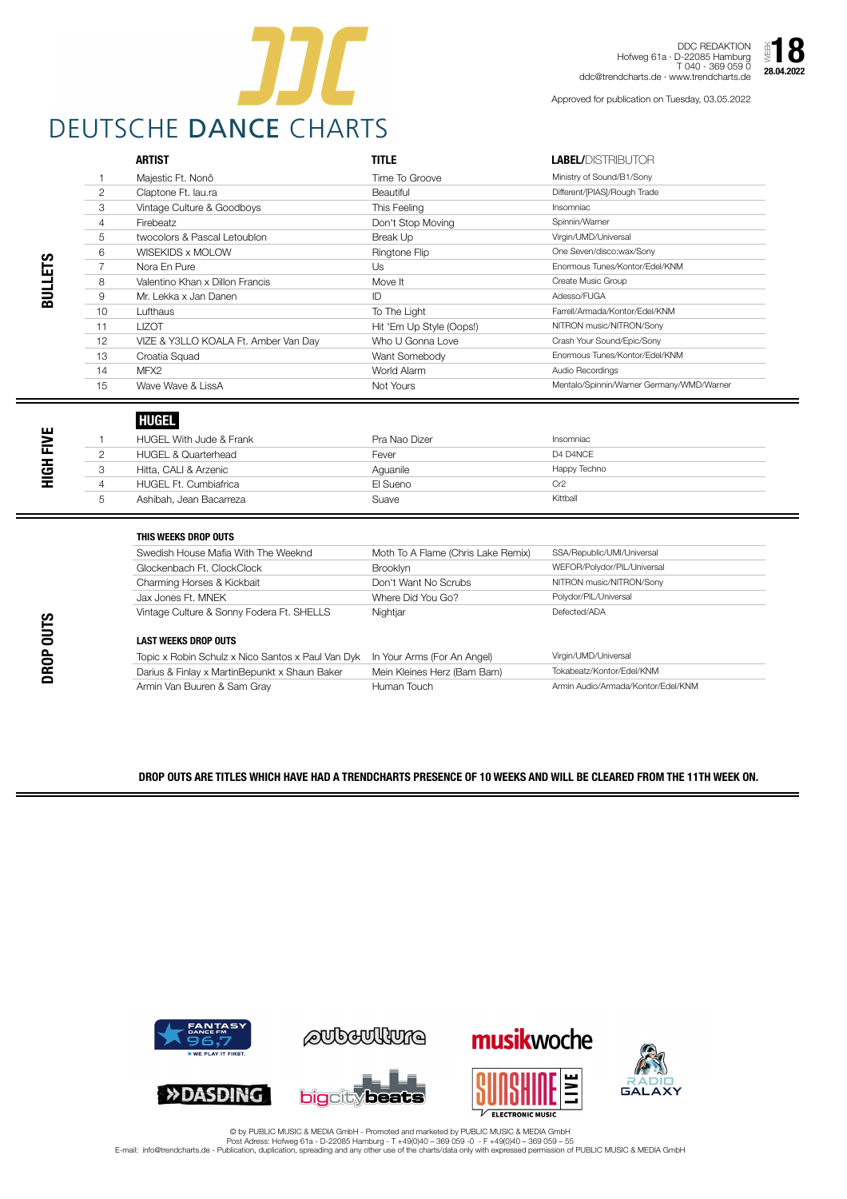# DEUTSCHE DANCE CHARTS

DDC REDAKTION
Hofweg 61a · D-22085 Hamburg
T 040 - 369 059 0
ddc@trendcharts.de · www.trendcharts.de

WEEK **18**
**28.04.2022**

Approved for publication on Tuesday, 03.05.2022

## BULLETS

| | ARTIST | TITLE | LABEL/DISTRIBUTOR |
|---|---|---|---|
| 1 | Majestic Ft. Nonô | Time To Groove | Ministry of Sound/B1/Sony |
| 2 | Claptone Ft. lau.ra | Beautiful | Different/[PIAS]/Rough Trade |
| 3 | Vintage Culture & Goodboys | This Feeling | Insomniac |
| 4 | Firebeatz | Don't Stop Moving | Spinnin/Warner |
| 5 | twocolors & Pascal Letoublon | Break Up | Virgin/UMD/Universal |
| 6 | WISEKIDS x MOLOW | Ringtone Flip | One Seven/disco:wax/Sony |
| 7 | Nora En Pure | Us | Enormous Tunes/Kontor/Edel/KNM |
| 8 | Valentino Khan x Dillon Francis | Move It | Create Music Group |
| 9 | Mr. Lekka x Jan Danen | ID | Adesso/FUGA |
| 10 | Lufthaus | To The Light | Farrell/Armada/Kontor/Edel/KNM |
| 11 | LIZOT | Hit 'Em Up Style (Oops!) | NITRON music/NITRON/Sony |
| 12 | VIZE & Y3LLO KOALA Ft. Amber Van Day | Who U Gonna Love | Crash Your Sound/Epic/Sony |
| 13 | Croatia Squad | Want Somebody | Enormous Tunes/Kontor/Edel/KNM |
| 14 | MFX2 | World Alarm | Audio Recordings |
| 15 | Wave Wave & LissA | Not Yours | Mentalo/Spinnin/Warner Germany/WMD/Warner |

## HIGH FIVE

**HUGEL**

| | ARTIST | TITLE | LABEL/DISTRIBUTOR |
|---|---|---|---|
| 1 | HUGEL With Jude & Frank | Pra Nao Dizer | Insomniac |
| 2 | HUGEL & Quarterhead | Fever | D4 D4NCE |
| 3 | Hitta, CALI & Arzenic | Aguanile | Happy Techno |
| 4 | HUGEL Ft. Cumbiafrica | El Sueno | Cr2 |
| 5 | Ashibah, Jean Bacarreza | Suave | Kittball |

## DROP OUTS

**THIS WEEKS DROP OUTS**

| ARTIST | TITLE | LABEL/DISTRIBUTOR |
|---|---|---|
| Swedish House Mafia With The Weeknd | Moth To A Flame (Chris Lake Remix) | SSA/Republic/UMI/Universal |
| Glockenbach Ft. ClockClock | Brooklyn | WEFOR/Polydor/PIL/Universal |
| Charming Horses & Kickbait | Don't Want No Scrubs | NITRON music/NITRON/Sony |
| Jax Jones Ft. MNEK | Where Did You Go? | Polydor/PIL/Universal |
| Vintage Culture & Sonny Fodera Ft. SHELLS | Nightjar | Defected/ADA |

**LAST WEEKS DROP OUTS**

| ARTIST | TITLE | LABEL/DISTRIBUTOR |
|---|---|---|
| Topic x Robin Schulz x Nico Santos x Paul Van Dyk | In Your Arms (For An Angel) | Virgin/UMD/Universal |
| Darius & Finlay x MartinBepunkt x Shaun Baker | Mein Kleines Herz (Bam Bam) | Tokabeatz/Kontor/Edel/KNM |
| Armin Van Buuren & Sam Gray | Human Touch | Armin Audio/Armada/Kontor/Edel/KNM |

**DROP OUTS ARE TITLES WHICH HAVE HAD A TRENDCHARTS PRESENCE OF 10 WEEKS AND WILL BE CLEARED FROM THE 11TH WEEK ON.**

© by PUBLIC MUSIC & MEDIA GmbH - Promoted and marketed by PUBLIC MUSIC & MEDIA GmbH
Post Adress: Hofweg 61a - D-22085 Hamburg - T +49(0)40 – 369 059 -0 - F +49(0)40 – 369 059 – 55
E-mail: info@trendcharts.de - Publication, duplication, spreading and any other use of the charts/data only with expressed permission of PUBLIC MUSIC & MEDIA GmbH